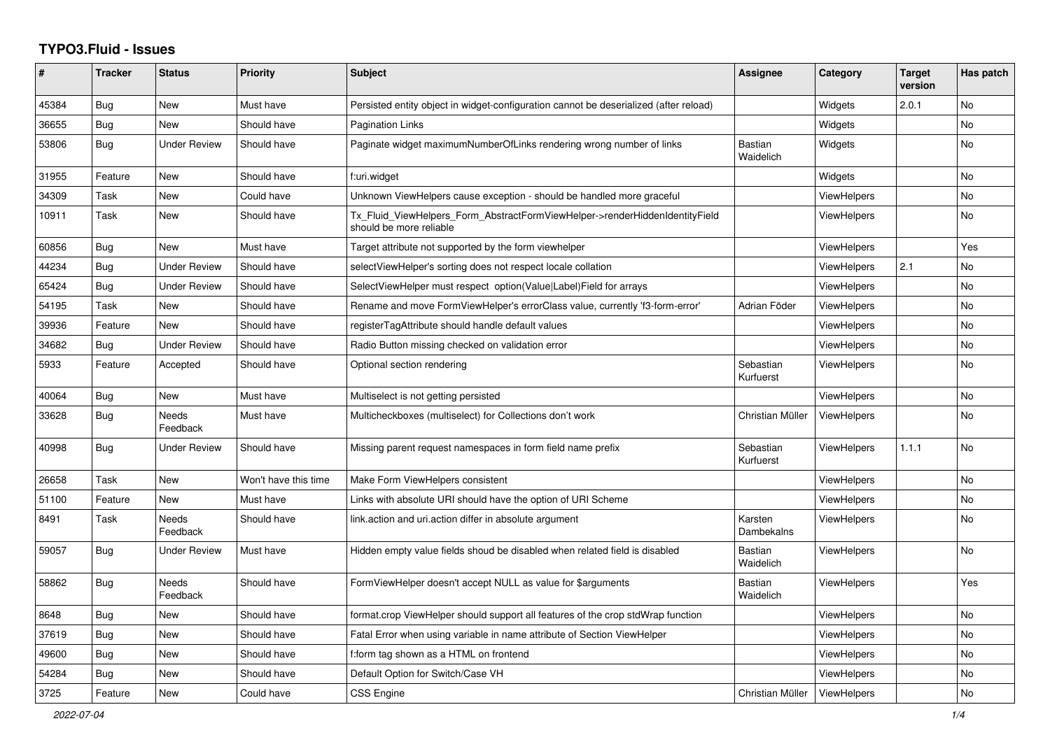# TYPO3.Fluid - Issues

| # | Tracker | Status | Priority | Subject | Assignee | Category | Target version | Has patch |
|---|---|---|---|---|---|---|---|---|
| 45384 | Bug | New | Must have | Persisted entity object in widget-configuration cannot be deserialized (after reload) | | Widgets | 2.0.1 | No |
| 36655 | Bug | New | Should have | Pagination Links | | Widgets | | No |
| 53806 | Bug | Under Review | Should have | Paginate widget maximumNumberOfLinks rendering wrong number of links | Bastian Waidelich | Widgets | | No |
| 31955 | Feature | New | Should have | f:uri.widget | | Widgets | | No |
| 34309 | Task | New | Could have | Unknown ViewHelpers cause exception - should be handled more graceful | | ViewHelpers | | No |
| 10911 | Task | New | Should have | Tx_Fluid_ViewHelpers_Form_AbstractFormViewHelper->renderHiddenIdentityField should be more reliable | | ViewHelpers | | No |
| 60856 | Bug | New | Must have | Target attribute not supported by the form viewhelper | | ViewHelpers | | Yes |
| 44234 | Bug | Under Review | Should have | selectViewHelper's sorting does not respect locale collation | | ViewHelpers | 2.1 | No |
| 65424 | Bug | Under Review | Should have | SelectViewHelper must respect option(Value\|Label)Field for arrays | | ViewHelpers | | No |
| 54195 | Task | New | Should have | Rename and move FormViewHelper's errorClass value, currently 'f3-form-error' | Adrian Föder | ViewHelpers | | No |
| 39936 | Feature | New | Should have | registerTagAttribute should handle default values | | ViewHelpers | | No |
| 34682 | Bug | Under Review | Should have | Radio Button missing checked on validation error | | ViewHelpers | | No |
| 5933 | Feature | Accepted | Should have | Optional section rendering | Sebastian Kurfuerst | ViewHelpers | | No |
| 40064 | Bug | New | Must have | Multiselect is not getting persisted | | ViewHelpers | | No |
| 33628 | Bug | Needs Feedback | Must have | Multicheckboxes (multiselect) for Collections don't work | Christian Müller | ViewHelpers | | No |
| 40998 | Bug | Under Review | Should have | Missing parent request namespaces in form field name prefix | Sebastian Kurfuerst | ViewHelpers | 1.1.1 | No |
| 26658 | Task | New | Won't have this time | Make Form ViewHelpers consistent | | ViewHelpers | | No |
| 51100 | Feature | New | Must have | Links with absolute URI should have the option of URI Scheme | | ViewHelpers | | No |
| 8491 | Task | Needs Feedback | Should have | link.action and uri.action differ in absolute argument | Karsten Dambekalns | ViewHelpers | | No |
| 59057 | Bug | Under Review | Must have | Hidden empty value fields shoud be disabled when related field is disabled | Bastian Waidelich | ViewHelpers | | No |
| 58862 | Bug | Needs Feedback | Should have | FormViewHelper doesn't accept NULL as value for $arguments | Bastian Waidelich | ViewHelpers | | Yes |
| 8648 | Bug | New | Should have | format.crop ViewHelper should support all features of the crop stdWrap function | | ViewHelpers | | No |
| 37619 | Bug | New | Should have | Fatal Error when using variable in name attribute of Section ViewHelper | | ViewHelpers | | No |
| 49600 | Bug | New | Should have | f:form tag shown as a HTML on frontend | | ViewHelpers | | No |
| 54284 | Bug | New | Should have | Default Option for Switch/Case VH | | ViewHelpers | | No |
| 3725 | Feature | New | Could have | CSS Engine | Christian Müller | ViewHelpers | | No |

*2022-07-04*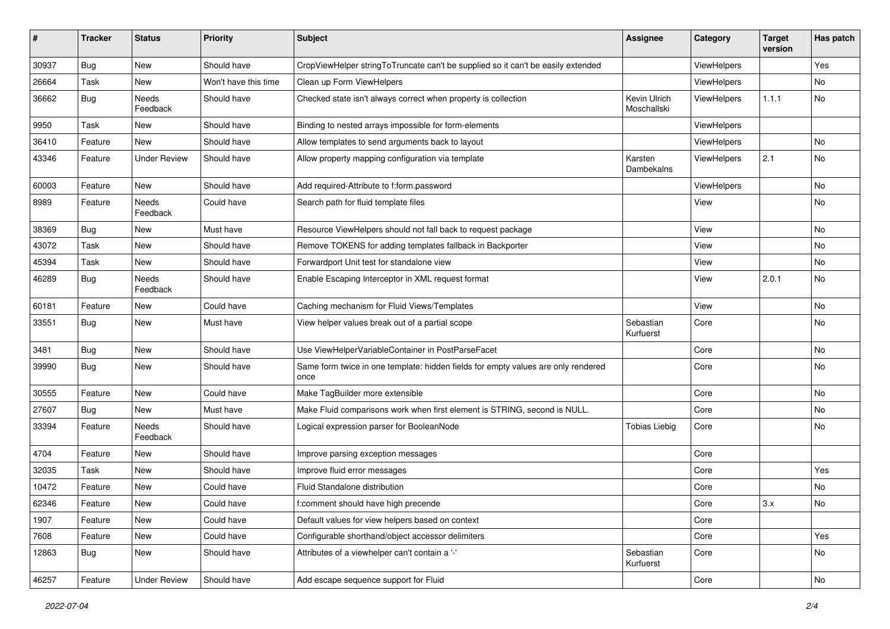| # | Tracker | Status | Priority | Subject | Assignee | Category | Target version | Has patch |
|---|---|---|---|---|---|---|---|---|
| 30937 | Bug | New | Should have | CropViewHelper stringToTruncate can't be supplied so it can't be easily extended | | ViewHelpers | | Yes |
| 26664 | Task | New | Won't have this time | Clean up Form ViewHelpers | | ViewHelpers | | No |
| 36662 | Bug | Needs Feedback | Should have | Checked state isn't always correct when property is collection | Kevin Ulrich Moschallski | ViewHelpers | 1.1.1 | No |
| 9950 | Task | New | Should have | Binding to nested arrays impossible for form-elements | | ViewHelpers | | |
| 36410 | Feature | New | Should have | Allow templates to send arguments back to layout | | ViewHelpers | | No |
| 43346 | Feature | Under Review | Should have | Allow property mapping configuration via template | Karsten Dambekalns | ViewHelpers | 2.1 | No |
| 60003 | Feature | New | Should have | Add required-Attribute to f:form.password | | ViewHelpers | | No |
| 8989 | Feature | Needs Feedback | Could have | Search path for fluid template files | | View | | No |
| 38369 | Bug | New | Must have | Resource ViewHelpers should not fall back to request package | | View | | No |
| 43072 | Task | New | Should have | Remove TOKENS for adding templates fallback in Backporter | | View | | No |
| 45394 | Task | New | Should have | Forwardport Unit test for standalone view | | View | | No |
| 46289 | Bug | Needs Feedback | Should have | Enable Escaping Interceptor in XML request format | | View | 2.0.1 | No |
| 60181 | Feature | New | Could have | Caching mechanism for Fluid Views/Templates | | View | | No |
| 33551 | Bug | New | Must have | View helper values break out of a partial scope | Sebastian Kurfuerst | Core | | No |
| 3481 | Bug | New | Should have | Use ViewHelperVariableContainer in PostParseFacet | | Core | | No |
| 39990 | Bug | New | Should have | Same form twice in one template: hidden fields for empty values are only rendered once | | Core | | No |
| 30555 | Feature | New | Could have | Make TagBuilder more extensible | | Core | | No |
| 27607 | Bug | New | Must have | Make Fluid comparisons work when first element is STRING, second is NULL. | | Core | | No |
| 33394 | Feature | Needs Feedback | Should have | Logical expression parser for BooleanNode | Tobias Liebig | Core | | No |
| 4704 | Feature | New | Should have | Improve parsing exception messages | | Core | | |
| 32035 | Task | New | Should have | Improve fluid error messages | | Core | | Yes |
| 10472 | Feature | New | Could have | Fluid Standalone distribution | | Core | | No |
| 62346 | Feature | New | Could have | f:comment should have high precende | | Core | 3.x | No |
| 1907 | Feature | New | Could have | Default values for view helpers based on context | | Core | | |
| 7608 | Feature | New | Could have | Configurable shorthand/object accessor delimiters | | Core | | Yes |
| 12863 | Bug | New | Should have | Attributes of a viewhelper can't contain a '-' | Sebastian Kurfuerst | Core | | No |
| 46257 | Feature | Under Review | Should have | Add escape sequence support for Fluid | | Core | | No |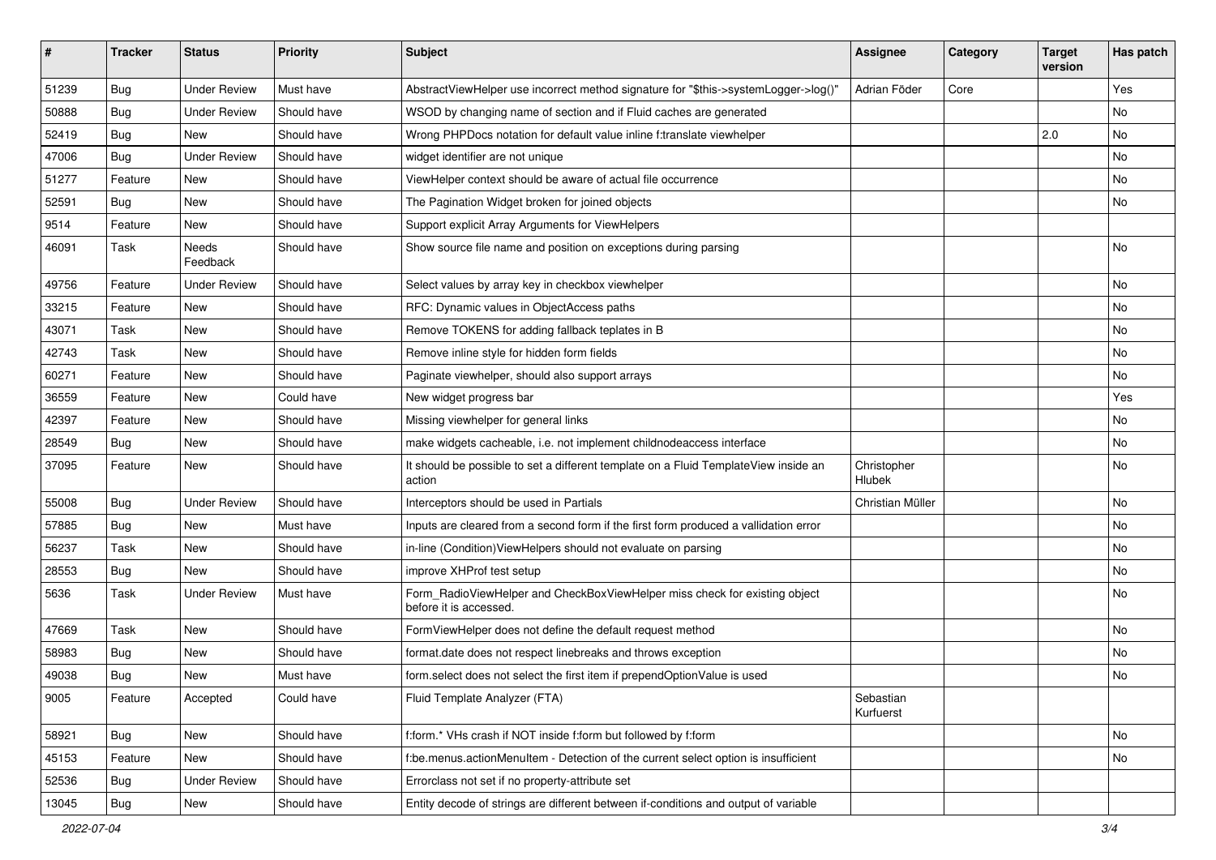| # | Tracker | Status | Priority | Subject | Assignee | Category | Target version | Has patch |
|---|---|---|---|---|---|---|---|---|
| 51239 | Bug | Under Review | Must have | AbstractViewHelper use incorrect method signature for "$this->systemLogger->log()" | Adrian Föder | Core | | Yes |
| 50888 | Bug | Under Review | Should have | WSOD by changing name of section and if Fluid caches are generated | | | | No |
| 52419 | Bug | New | Should have | Wrong PHPDocs notation for default value inline f:translate viewhelper | | | 2.0 | No |
| 47006 | Bug | Under Review | Should have | widget identifier are not unique | | | | No |
| 51277 | Feature | New | Should have | ViewHelper context should be aware of actual file occurrence | | | | No |
| 52591 | Bug | New | Should have | The Pagination Widget broken for joined objects | | | | No |
| 9514 | Feature | New | Should have | Support explicit Array Arguments for ViewHelpers | | | | |
| 46091 | Task | Needs Feedback | Should have | Show source file name and position on exceptions during parsing | | | | No |
| 49756 | Feature | Under Review | Should have | Select values by array key in checkbox viewhelper | | | | No |
| 33215 | Feature | New | Should have | RFC: Dynamic values in ObjectAccess paths | | | | No |
| 43071 | Task | New | Should have | Remove TOKENS for adding fallback teplates in B | | | | No |
| 42743 | Task | New | Should have | Remove inline style for hidden form fields | | | | No |
| 60271 | Feature | New | Should have | Paginate viewhelper, should also support arrays | | | | No |
| 36559 | Feature | New | Could have | New widget progress bar | | | | Yes |
| 42397 | Feature | New | Should have | Missing viewhelper for general links | | | | No |
| 28549 | Bug | New | Should have | make widgets cacheable, i.e. not implement childnodeaccess interface | | | | No |
| 37095 | Feature | New | Should have | It should be possible to set a different template on a Fluid TemplateView inside an action | Christopher Hlubek | | | No |
| 55008 | Bug | Under Review | Should have | Interceptors should be used in Partials | Christian Müller | | | No |
| 57885 | Bug | New | Must have | Inputs are cleared from a second form if the first form produced a vallidation error | | | | No |
| 56237 | Task | New | Should have | in-line (Condition)ViewHelpers should not evaluate on parsing | | | | No |
| 28553 | Bug | New | Should have | improve XHProf test setup | | | | No |
| 5636 | Task | Under Review | Must have | Form_RadioViewHelper and CheckBoxViewHelper miss check for existing object before it is accessed. | | | | No |
| 47669 | Task | New | Should have | FormViewHelper does not define the default request method | | | | No |
| 58983 | Bug | New | Should have | format.date does not respect linebreaks and throws exception | | | | No |
| 49038 | Bug | New | Must have | form.select does not select the first item if prependOptionValue is used | | | | No |
| 9005 | Feature | Accepted | Could have | Fluid Template Analyzer (FTA) | Sebastian Kurfuerst | | | |
| 58921 | Bug | New | Should have | f:form.* VHs crash if NOT inside f:form but followed by f:form | | | | No |
| 45153 | Feature | New | Should have | f:be.menus.actionMenuItem - Detection of the current select option is insufficient | | | | No |
| 52536 | Bug | Under Review | Should have | Errorclass not set if no property-attribute set | | | | |
| 13045 | Bug | New | Should have | Entity decode of strings are different between if-conditions and output of variable | | | | |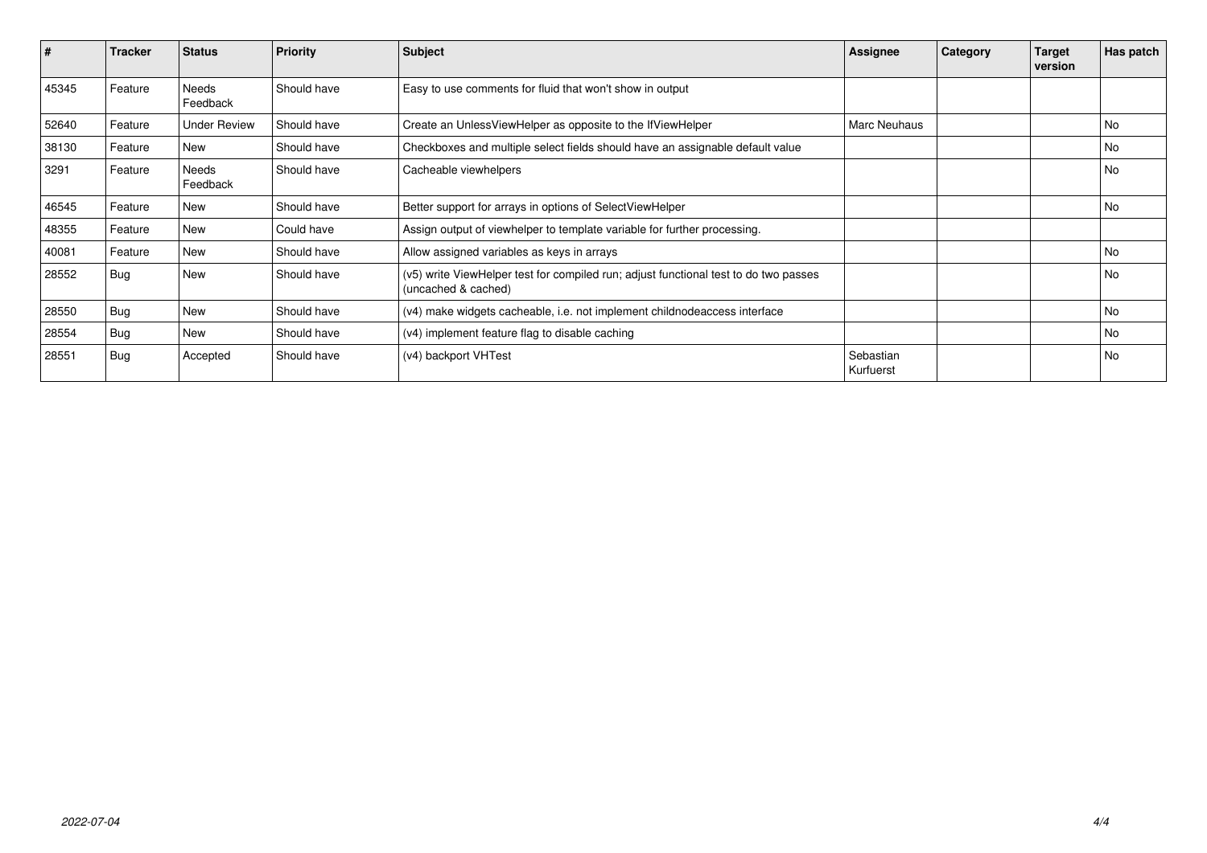| # | Tracker | Status | Priority | Subject | Assignee | Category | Target version | Has patch |
|---|---|---|---|---|---|---|---|---|
| 45345 | Feature | Needs Feedback | Should have | Easy to use comments for fluid that won't show in output | | | | |
| 52640 | Feature | Under Review | Should have | Create an UnlessViewHelper as opposite to the IfViewHelper | Marc Neuhaus | | | No |
| 38130 | Feature | New | Should have | Checkboxes and multiple select fields should have an assignable default value | | | | No |
| 3291 | Feature | Needs Feedback | Should have | Cacheable viewhelpers | | | | No |
| 46545 | Feature | New | Should have | Better support for arrays in options of SelectViewHelper | | | | No |
| 48355 | Feature | New | Could have | Assign output of viewhelper to template variable for further processing. | | | | |
| 40081 | Feature | New | Should have | Allow assigned variables as keys in arrays | | | | No |
| 28552 | Bug | New | Should have | (v5) write ViewHelper test for compiled run; adjust functional test to do two passes (uncached & cached) | | | | No |
| 28550 | Bug | New | Should have | (v4) make widgets cacheable, i.e. not implement childnodeaccess interface | | | | No |
| 28554 | Bug | New | Should have | (v4) implement feature flag to disable caching | | | | No |
| 28551 | Bug | Accepted | Should have | (v4) backport VHTest | Sebastian Kurfuerst | | | No |